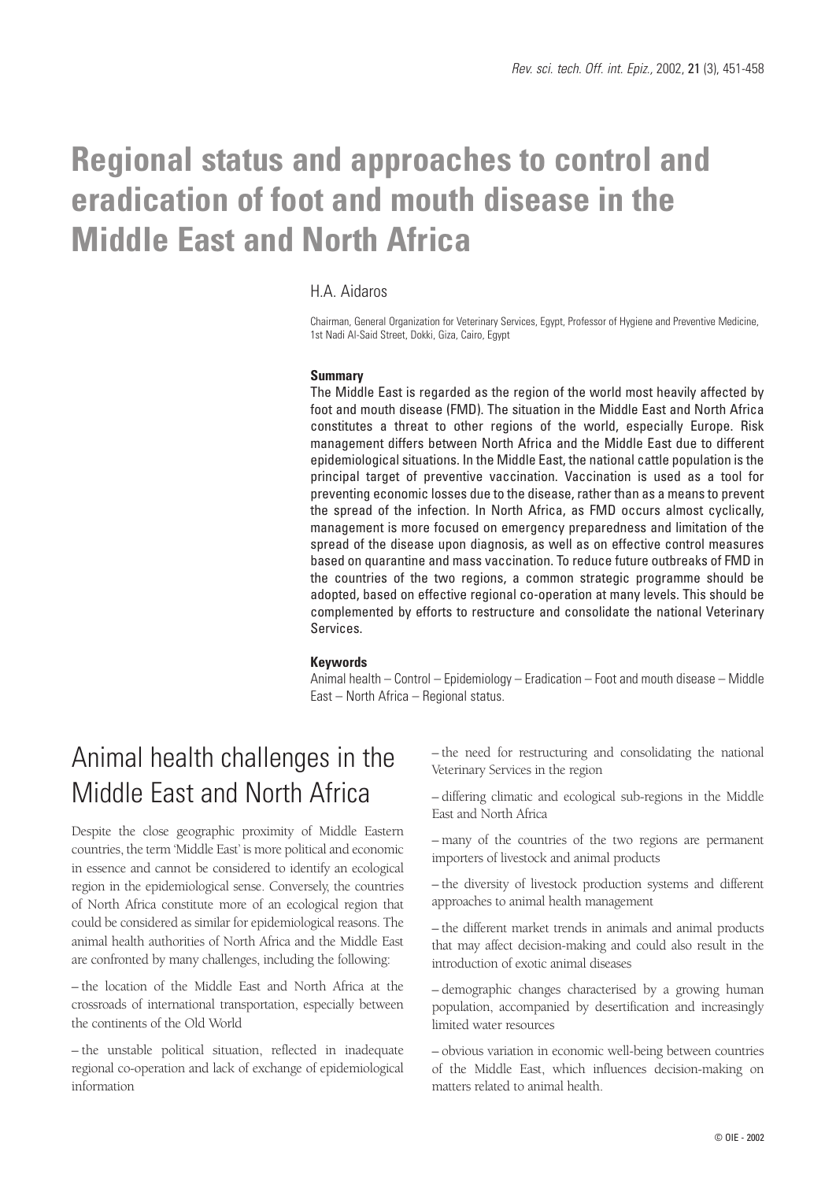# Regional status and approaches to control and eradication of foot and mouth disease in the Middle East and North Africa

H.A. Aidaros

Chairman, General Organization for Veterinary Services, Egypt, Professor of Hygiene and Preventive Medicine, 1st Nadi Al-Said Street, Dokki, Giza, Cairo, Egypt

**Summary**

The Middle East is regarded as the region of the world most heavily affected by foot and mouth disease (FMD). The situation in the Middle East and North Africa constitutes a threat to other regions of the world, especially Europe. Risk management differs between North Africa and the Middle East due to different epidemiological situations. In the Middle East, the national cattle population is the principal target of preventive vaccination. Vaccination is used as a tool for preventing economic losses due to the disease, rather than as a means to prevent the spread of the infection. In North Africa, as FMD occurs almost cyclically, management is more focused on emergency preparedness and limitation of the spread of the disease upon diagnosis, as well as on effective control measures based on quarantine and mass vaccination. To reduce future outbreaks of FMD in the countries of the two regions, a common strategic programme should be adopted, based on effective regional co-operation at many levels. This should be complemented by efforts to restructure and consolidate the national Veterinary Services.

**Keywords**

Animal health – Control – Epidemiology – Eradication – Foot and mouth disease – Middle East – North Africa – Regional status.

## Animal health challenges in the Middle East and North Africa

Despite the close geographic proximity of Middle Eastern countries, the term 'Middle East' is more political and economic in essence and cannot be considered to identify an ecological region in the epidemiological sense. Conversely, the countries of North Africa constitute more of an ecological region that could be considered as similar for epidemiological reasons. The animal health authorities of North Africa and the Middle East are confronted by many challenges, including the following:

– the location of the Middle East and North Africa at the crossroads of international transportation, especially between the continents of the Old World

– the unstable political situation, reflected in inadequate regional co-operation and lack of exchange of epidemiological information

– the need for restructuring and consolidating the national Veterinary Services in the region

– differing climatic and ecological sub-regions in the Middle East and North Africa

– many of the countries of the two regions are permanent importers of livestock and animal products

– the diversity of livestock production systems and different approaches to animal health management

– the different market trends in animals and animal products that may affect decision-making and could also result in the introduction of exotic animal diseases

– demographic changes characterised by a growing human population, accompanied by desertification and increasingly limited water resources

– obvious variation in economic well-being between countries of the Middle East, which influences decision-making on matters related to animal health.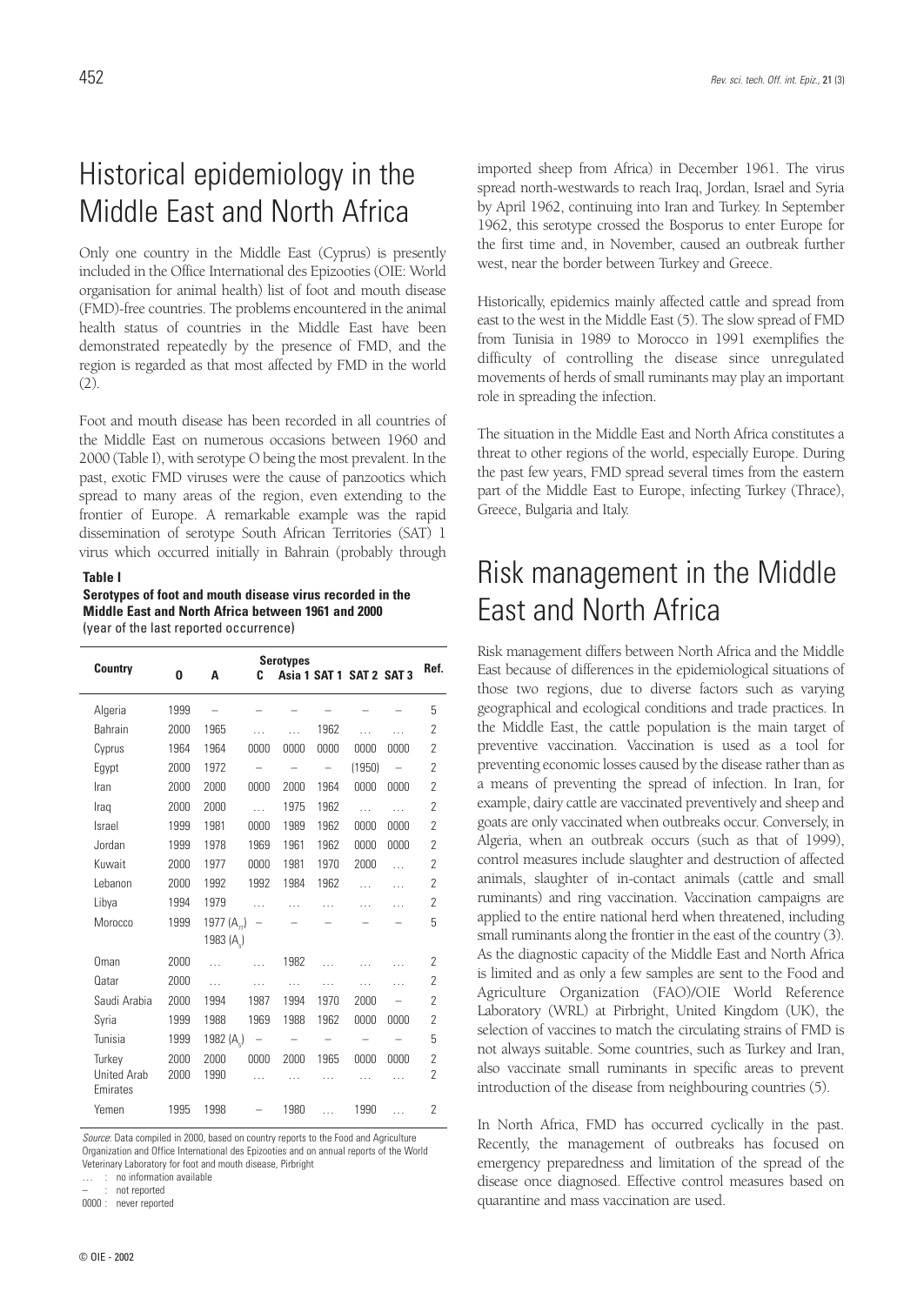# Historical epidemiology in the Middle East and North Africa

Only one country in the Middle East (Cyprus) is presently included in the Office International des Epizooties (OIE: World organisation for animal health) list of foot and mouth disease (FMD)-free countries. The problems encountered in the animal health status of countries in the Middle East have been demonstrated repeatedly by the presence of FMD, and the region is regarded as that most affected by FMD in the world (2).

Foot and mouth disease has been recorded in all countries of the Middle East on numerous occasions between 1960 and 2000 (Table I), with serotype O being the most prevalent. In the past, exotic FMD viruses were the cause of panzootics which spread to many areas of the region, even extending to the frontier of Europe. A remarkable example was the rapid dissemination of serotype South African Territories (SAT) 1 virus which occurred initially in Bahrain (probably through imported sheep from Africa) in December 1961. The virus spread north-westwards to reach Iraq, Jordan, Israel and Syria by April 1962, continuing into Iran and Turkey. In September 1962, this serotype crossed the Bosporus to enter Europe for the first time and, in November, caused an outbreak further west, near the border between Turkey and Greece.

**Table I**
**Serotypes of foot and mouth disease virus recorded in the Middle East and North Africa between 1961 and 2000**
(year of the last reported occurrence)

| Country | Serotypes | | | | | | | Ref. |
|---|---|---|---|---|---|---|---|---|
| | O | A | C | Asia 1 | SAT 1 | SAT 2 | SAT 3 | |
| Algeria | 1999 | – | – | – | – | – | – | 5 |
| Bahrain | 2000 | 1965 | ... | ... | 1962 | ... | ... | 2 |
| Cyprus | 1964 | 1964 | 0000 | 0000 | 0000 | 0000 | 0000 | 2 |
| Egypt | 2000 | 1972 | – | – | – | (1950) | – | 2 |
| Iran | 2000 | 2000 | 0000 | 2000 | 1964 | 0000 | 0000 | 2 |
| Iraq | 2000 | 2000 | ... | 1975 | 1962 | ... | ... | 2 |
| Israel | 1999 | 1981 | 0000 | 1989 | 1962 | 0000 | 0000 | 2 |
| Jordan | 1999 | 1978 | 1969 | 1961 | 1962 | 0000 | 0000 | 2 |
| Kuwait | 2000 | 1977 | 0000 | 1981 | 1970 | 2000 | ... | 2 |
| Lebanon | 2000 | 1992 | 1992 | 1984 | 1962 | ... | ... | 2 |
| Libya | 1994 | 1979 | ... | ... | ... | ... | ... | 2 |
| Morocco | 1999 | 1977 ($A_{77}$) 1983 ($A_5$) | – | – | – | – | – | 5 |
| Oman | 2000 | ... | ... | 1982 | ... | ... | ... | 2 |
| Qatar | 2000 | ... | ... | ... | ... | ... | ... | 2 |
| Saudi Arabia | 2000 | 1994 | 1987 | 1994 | 1970 | 2000 | – | 2 |
| Syria | 1999 | 1988 | 1969 | 1988 | 1962 | 0000 | 0000 | 2 |
| Tunisia | 1999 | 1982 ($A_5$) | – | – | – | – | – | 5 |
| Turkey | 2000 | 2000 | 0000 | 2000 | 1965 | 0000 | 0000 | 2 |
| United Arab Emirates | 2000 | 1990 | ... | ... | ... | ... | ... | 2 |
| Yemen | 1995 | 1998 | – | 1980 | ... | 1990 | ... | 2 |

*Source*: Data compiled in 2000, based on country reports to the Food and Agriculture Organization and Office International des Epizooties and on annual reports of the World Veterinary Laboratory for foot and mouth disease, Pirbright

... : no information available
– : not reported
0000 : never reported

Historically, epidemics mainly affected cattle and spread from east to the west in the Middle East (5). The slow spread of FMD from Tunisia in 1989 to Morocco in 1991 exemplifies the difficulty of controlling the disease since unregulated movements of herds of small ruminants may play an important role in spreading the infection.

The situation in the Middle East and North Africa constitutes a threat to other regions of the world, especially Europe. During the past few years, FMD spread several times from the eastern part of the Middle East to Europe, infecting Turkey (Thrace), Greece, Bulgaria and Italy.

# Risk management in the Middle East and North Africa

Risk management differs between North Africa and the Middle East because of differences in the epidemiological situations of those two regions, due to diverse factors such as varying geographical and ecological conditions and trade practices. In the Middle East, the cattle population is the main target of preventive vaccination. Vaccination is used as a tool for preventing economic losses caused by the disease rather than as a means of preventing the spread of infection. In Iran, for example, dairy cattle are vaccinated preventively and sheep and goats are only vaccinated when outbreaks occur. Conversely, in Algeria, when an outbreak occurs (such as that of 1999), control measures include slaughter and destruction of affected animals, slaughter of in-contact animals (cattle and small ruminants) and ring vaccination. Vaccination campaigns are applied to the entire national herd when threatened, including small ruminants along the frontier in the east of the country (3). As the diagnostic capacity of the Middle East and North Africa is limited and as only a few samples are sent to the Food and Agriculture Organization (FAO)/OIE World Reference Laboratory (WRL) at Pirbright, United Kingdom (UK), the selection of vaccines to match the circulating strains of FMD is not always suitable. Some countries, such as Turkey and Iran, also vaccinate small ruminants in specific areas to prevent introduction of the disease from neighbouring countries (5).

In North Africa, FMD has occurred cyclically in the past. Recently, the management of outbreaks has focused on emergency preparedness and limitation of the spread of the disease once diagnosed. Effective control measures based on quarantine and mass vaccination are used.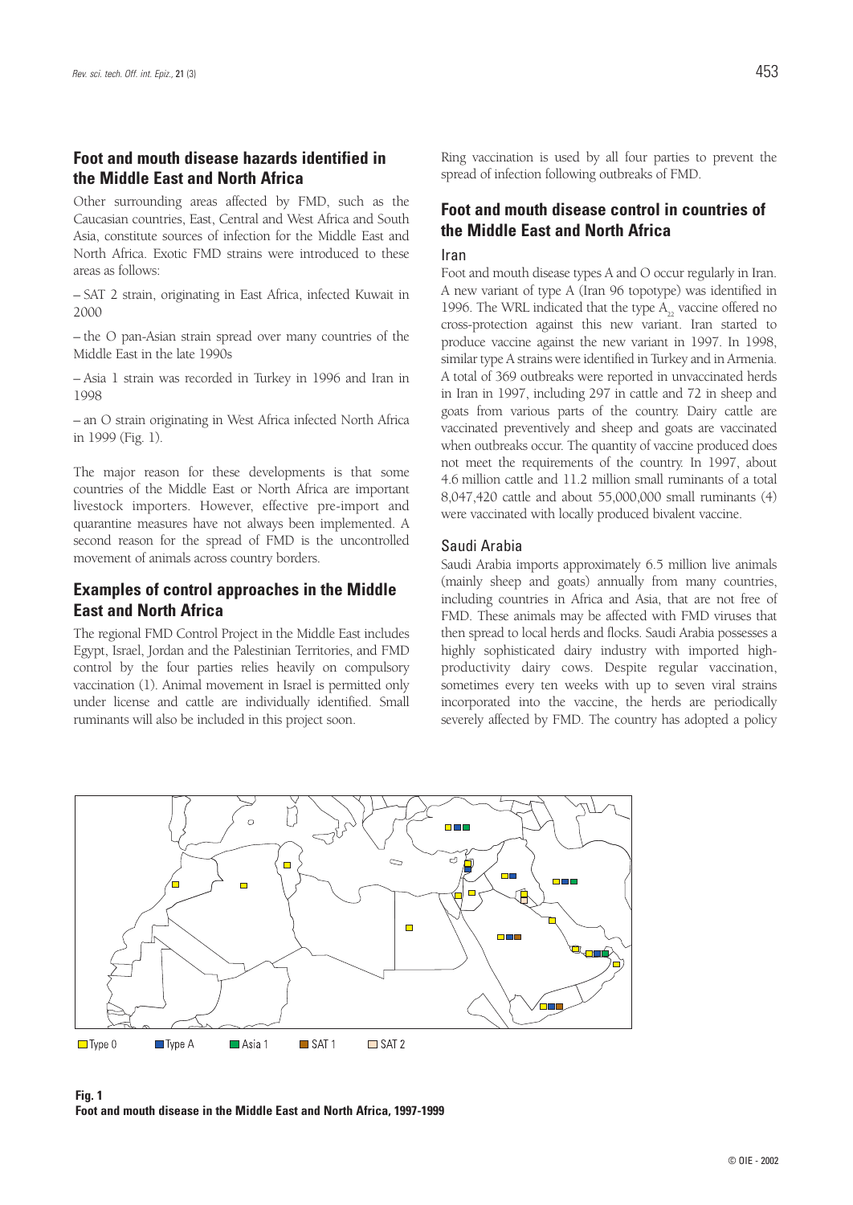## Foot and mouth disease hazards identified in the Middle East and North Africa

Other surrounding areas affected by FMD, such as the Caucasian countries, East, Central and West Africa and South Asia, constitute sources of infection for the Middle East and North Africa. Exotic FMD strains were introduced to these areas as follows:

– SAT 2 strain, originating in East Africa, infected Kuwait in 2000

– the O pan-Asian strain spread over many countries of the Middle East in the late 1990s

– Asia 1 strain was recorded in Turkey in 1996 and Iran in 1998

– an O strain originating in West Africa infected North Africa in 1999 (Fig. 1).

The major reason for these developments is that some countries of the Middle East or North Africa are important livestock importers. However, effective pre-import and quarantine measures have not always been implemented. A second reason for the spread of FMD is the uncontrolled movement of animals across country borders.

## Examples of control approaches in the Middle East and North Africa

The regional FMD Control Project in the Middle East includes Egypt, Israel, Jordan and the Palestinian Territories, and FMD control by the four parties relies heavily on compulsory vaccination (1). Animal movement in Israel is permitted only under license and cattle are individually identified. Small ruminants will also be included in this project soon.

Ring vaccination is used by all four parties to prevent the spread of infection following outbreaks of FMD.

## Foot and mouth disease control in countries of the Middle East and North Africa

### Iran

Foot and mouth disease types A and O occur regularly in Iran. A new variant of type A (Iran 96 topotype) was identified in 1996. The WRL indicated that the type $A_{22}$ vaccine offered no cross-protection against this new variant. Iran started to produce vaccine against the new variant in 1997. In 1998, similar type A strains were identified in Turkey and in Armenia. A total of 369 outbreaks were reported in unvaccinated herds in Iran in 1997, including 297 in cattle and 72 in sheep and goats from various parts of the country. Dairy cattle are vaccinated preventively and sheep and goats are vaccinated when outbreaks occur. The quantity of vaccine produced does not meet the requirements of the country. In 1997, about 4.6 million cattle and 11.2 million small ruminants of a total 8,047,420 cattle and about 55,000,000 small ruminants (4) were vaccinated with locally produced bivalent vaccine.

### Saudi Arabia

Saudi Arabia imports approximately 6.5 million live animals (mainly sheep and goats) annually from many countries, including countries in Africa and Asia, that are not free of FMD. These animals may be affected with FMD viruses that then spread to local herds and flocks. Saudi Arabia possesses a highly sophisticated dairy industry with imported high-productivity dairy cows. Despite regular vaccination, sometimes every ten weeks with up to seven viral strains incorporated into the vaccine, the herds are periodically severely affected by FMD. The country has adopted a policy

Type O   Type A   Asia 1   SAT 1   SAT 2

**Fig. 1**
**Foot and mouth disease in the Middle East and North Africa, 1997-1999**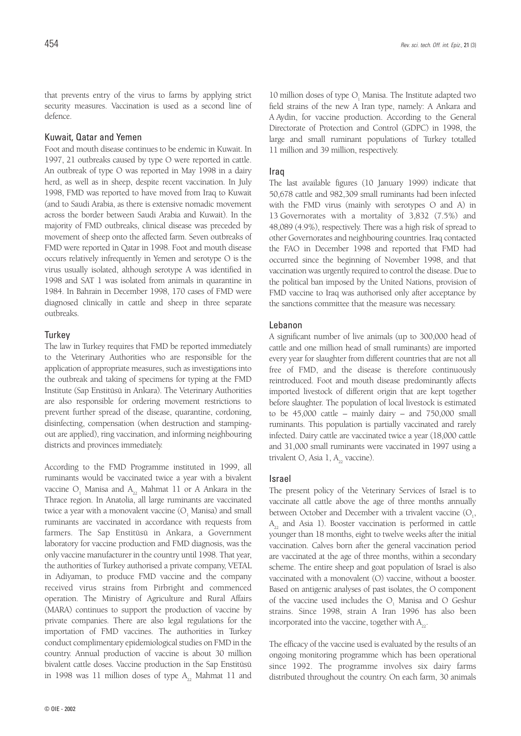that prevents entry of the virus to farms by applying strict security measures. Vaccination is used as a second line of defence.

## Kuwait, Qatar and Yemen

Foot and mouth disease continues to be endemic in Kuwait. In 1997, 21 outbreaks caused by type O were reported in cattle. An outbreak of type O was reported in May 1998 in a dairy herd, as well as in sheep, despite recent vaccination. In July 1998, FMD was reported to have moved from Iraq to Kuwait (and to Saudi Arabia, as there is extensive nomadic movement across the border between Saudi Arabia and Kuwait). In the majority of FMD outbreaks, clinical disease was preceded by movement of sheep onto the affected farm. Seven outbreaks of FMD were reported in Qatar in 1998. Foot and mouth disease occurs relatively infrequently in Yemen and serotype O is the virus usually isolated, although serotype A was identified in 1998 and SAT 1 was isolated from animals in quarantine in 1984. In Bahrain in December 1998, 170 cases of FMD were diagnosed clinically in cattle and sheep in three separate outbreaks.

## Turkey

The law in Turkey requires that FMD be reported immediately to the Veterinary Authorities who are responsible for the application of appropriate measures, such as investigations into the outbreak and taking of specimens for typing at the FMD Institute (Sap Enstitüsü in Ankara). The Veterinary Authorities are also responsible for ordering movement restrictions to prevent further spread of the disease, quarantine, cordoning, disinfecting, compensation (when destruction and stamping-out are applied), ring vaccination, and informing neighbouring districts and provinces immediately.

According to the FMD Programme instituted in 1999, all ruminants would be vaccinated twice a year with a bivalent vaccine $O_1$ Manisa and $A_{22}$ Mahmat 11 or A Ankara in the Thrace region. In Anatolia, all large ruminants are vaccinated twice a year with a monovalent vaccine ($O_1$ Manisa) and small ruminants are vaccinated in accordance with requests from farmers. The Sap Enstitüsü in Ankara, a Government laboratory for vaccine production and FMD diagnosis, was the only vaccine manufacturer in the country until 1998. That year, the authorities of Turkey authorised a private company, VETAL in Adiyaman, to produce FMD vaccine and the company received virus strains from Pirbright and commenced operation. The Ministry of Agriculture and Rural Affairs (MARA) continues to support the production of vaccine by private companies. There are also legal regulations for the importation of FMD vaccines. The authorities in Turkey conduct complimentary epidemiological studies on FMD in the country. Annual production of vaccine is about 30 million bivalent cattle doses. Vaccine production in the Sap Enstitüsü in 1998 was 11 million doses of type $A_{22}$ Mahmat 11 and 10 million doses of type $O_1$ Manisa. The Institute adapted two field strains of the new A Iran type, namely: A Ankara and A Aydin, for vaccine production. According to the General Directorate of Protection and Control (GDPC) in 1998, the large and small ruminant populations of Turkey totalled 11 million and 39 million, respectively.

## Iraq

The last available figures (10 January 1999) indicate that 50,678 cattle and 982,309 small ruminants had been infected with the FMD virus (mainly with serotypes O and A) in 13 Governorates with a mortality of 3,832 (7.5%) and 48,089 (4.9%), respectively. There was a high risk of spread to other Governorates and neighbouring countries. Iraq contacted the FAO in December 1998 and reported that FMD had occurred since the beginning of November 1998, and that vaccination was urgently required to control the disease. Due to the political ban imposed by the United Nations, provision of FMD vaccine to Iraq was authorised only after acceptance by the sanctions committee that the measure was necessary.

## Lebanon

A significant number of live animals (up to 300,000 head of cattle and one million head of small ruminants) are imported every year for slaughter from different countries that are not all free of FMD, and the disease is therefore continuously reintroduced. Foot and mouth disease predominantly affects imported livestock of different origin that are kept together before slaughter. The population of local livestock is estimated to be 45,000 cattle – mainly dairy – and 750,000 small ruminants. This population is partially vaccinated and rarely infected. Dairy cattle are vaccinated twice a year (18,000 cattle and 31,000 small ruminants were vaccinated in 1997 using a trivalent O, Asia 1, $A_{22}$ vaccine).

## Israel

The present policy of the Veterinary Services of Israel is to vaccinate all cattle above the age of three months annually between October and December with a trivalent vaccine ($O_1$, $A_{22}$ and Asia 1). Booster vaccination is performed in cattle younger than 18 months, eight to twelve weeks after the initial vaccination. Calves born after the general vaccination period are vaccinated at the age of three months, within a secondary scheme. The entire sheep and goat population of Israel is also vaccinated with a monovalent (O) vaccine, without a booster. Based on antigenic analyses of past isolates, the O component of the vaccine used includes the $O_1$ Manisa and O Geshur strains. Since 1998, strain A Iran 1996 has also been incorporated into the vaccine, together with $A_{22}$.

The efficacy of the vaccine used is evaluated by the results of an ongoing monitoring programme which has been operational since 1992. The programme involves six dairy farms distributed throughout the country. On each farm, 30 animals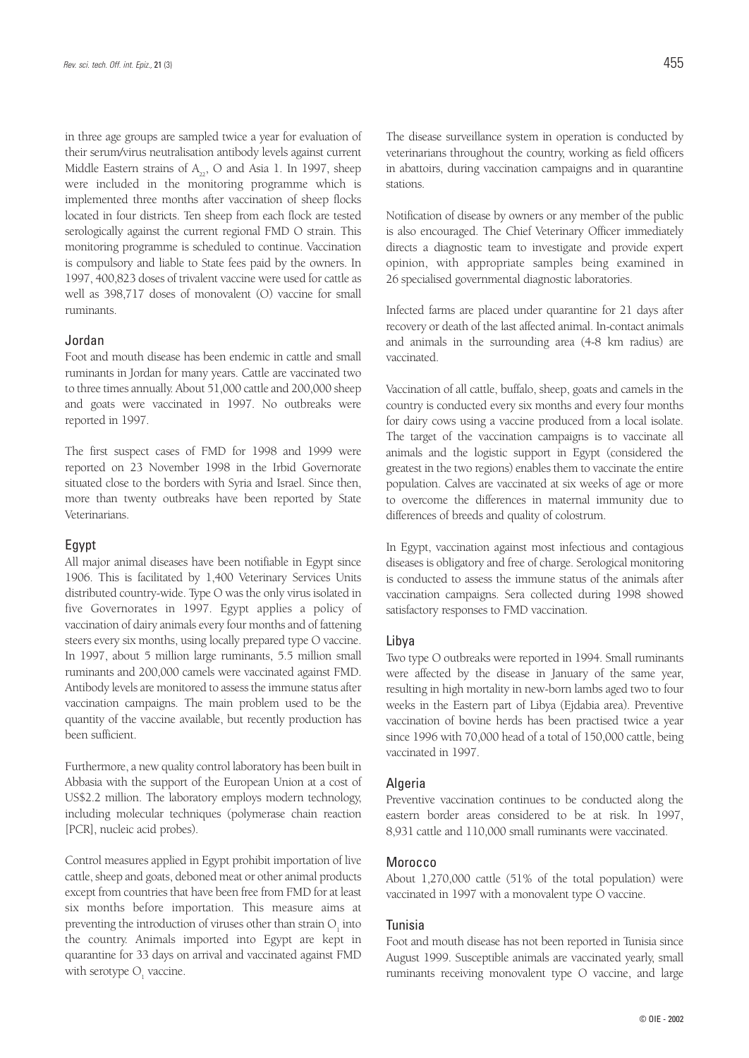in three age groups are sampled twice a year for evaluation of their serum/virus neutralisation antibody levels against current Middle Eastern strains of $A_{22}$, O and Asia 1. In 1997, sheep were included in the monitoring programme which is implemented three months after vaccination of sheep flocks located in four districts. Ten sheep from each flock are tested serologically against the current regional FMD O strain. This monitoring programme is scheduled to continue. Vaccination is compulsory and liable to State fees paid by the owners. In 1997, 400,823 doses of trivalent vaccine were used for cattle as well as 398,717 doses of monovalent (O) vaccine for small ruminants.

### Jordan

Foot and mouth disease has been endemic in cattle and small ruminants in Jordan for many years. Cattle are vaccinated two to three times annually. About 51,000 cattle and 200,000 sheep and goats were vaccinated in 1997. No outbreaks were reported in 1997.

The first suspect cases of FMD for 1998 and 1999 were reported on 23 November 1998 in the Irbid Governorate situated close to the borders with Syria and Israel. Since then, more than twenty outbreaks have been reported by State Veterinarians.

### Egypt

All major animal diseases have been notifiable in Egypt since 1906. This is facilitated by 1,400 Veterinary Services Units distributed country-wide. Type O was the only virus isolated in five Governorates in 1997. Egypt applies a policy of vaccination of dairy animals every four months and of fattening steers every six months, using locally prepared type O vaccine. In 1997, about 5 million large ruminants, 5.5 million small ruminants and 200,000 camels were vaccinated against FMD. Antibody levels are monitored to assess the immune status after vaccination campaigns. The main problem used to be the quantity of the vaccine available, but recently production has been sufficient.

Furthermore, a new quality control laboratory has been built in Abbasia with the support of the European Union at a cost of US$2.2 million. The laboratory employs modern technology, including molecular techniques (polymerase chain reaction [PCR], nucleic acid probes).

Control measures applied in Egypt prohibit importation of live cattle, sheep and goats, deboned meat or other animal products except from countries that have been free from FMD for at least six months before importation. This measure aims at preventing the introduction of viruses other than strain $O_1$ into the country. Animals imported into Egypt are kept in quarantine for 33 days on arrival and vaccinated against FMD with serotype $O_1$ vaccine.

The disease surveillance system in operation is conducted by veterinarians throughout the country, working as field officers in abattoirs, during vaccination campaigns and in quarantine stations.

Notification of disease by owners or any member of the public is also encouraged. The Chief Veterinary Officer immediately directs a diagnostic team to investigate and provide expert opinion, with appropriate samples being examined in 26 specialised governmental diagnostic laboratories.

Infected farms are placed under quarantine for 21 days after recovery or death of the last affected animal. In-contact animals and animals in the surrounding area (4-8 km radius) are vaccinated.

Vaccination of all cattle, buffalo, sheep, goats and camels in the country is conducted every six months and every four months for dairy cows using a vaccine produced from a local isolate. The target of the vaccination campaigns is to vaccinate all animals and the logistic support in Egypt (considered the greatest in the two regions) enables them to vaccinate the entire population. Calves are vaccinated at six weeks of age or more to overcome the differences in maternal immunity due to differences of breeds and quality of colostrum.

In Egypt, vaccination against most infectious and contagious diseases is obligatory and free of charge. Serological monitoring is conducted to assess the immune status of the animals after vaccination campaigns. Sera collected during 1998 showed satisfactory responses to FMD vaccination.

### Libya

Two type O outbreaks were reported in 1994. Small ruminants were affected by the disease in January of the same year, resulting in high mortality in new-born lambs aged two to four weeks in the Eastern part of Libya (Ejdabia area). Preventive vaccination of bovine herds has been practised twice a year since 1996 with 70,000 head of a total of 150,000 cattle, being vaccinated in 1997.

### Algeria

Preventive vaccination continues to be conducted along the eastern border areas considered to be at risk. In 1997, 8,931 cattle and 110,000 small ruminants were vaccinated.

### Morocco

About 1,270,000 cattle (51% of the total population) were vaccinated in 1997 with a monovalent type O vaccine.

### Tunisia

Foot and mouth disease has not been reported in Tunisia since August 1999. Susceptible animals are vaccinated yearly, small ruminants receiving monovalent type O vaccine, and large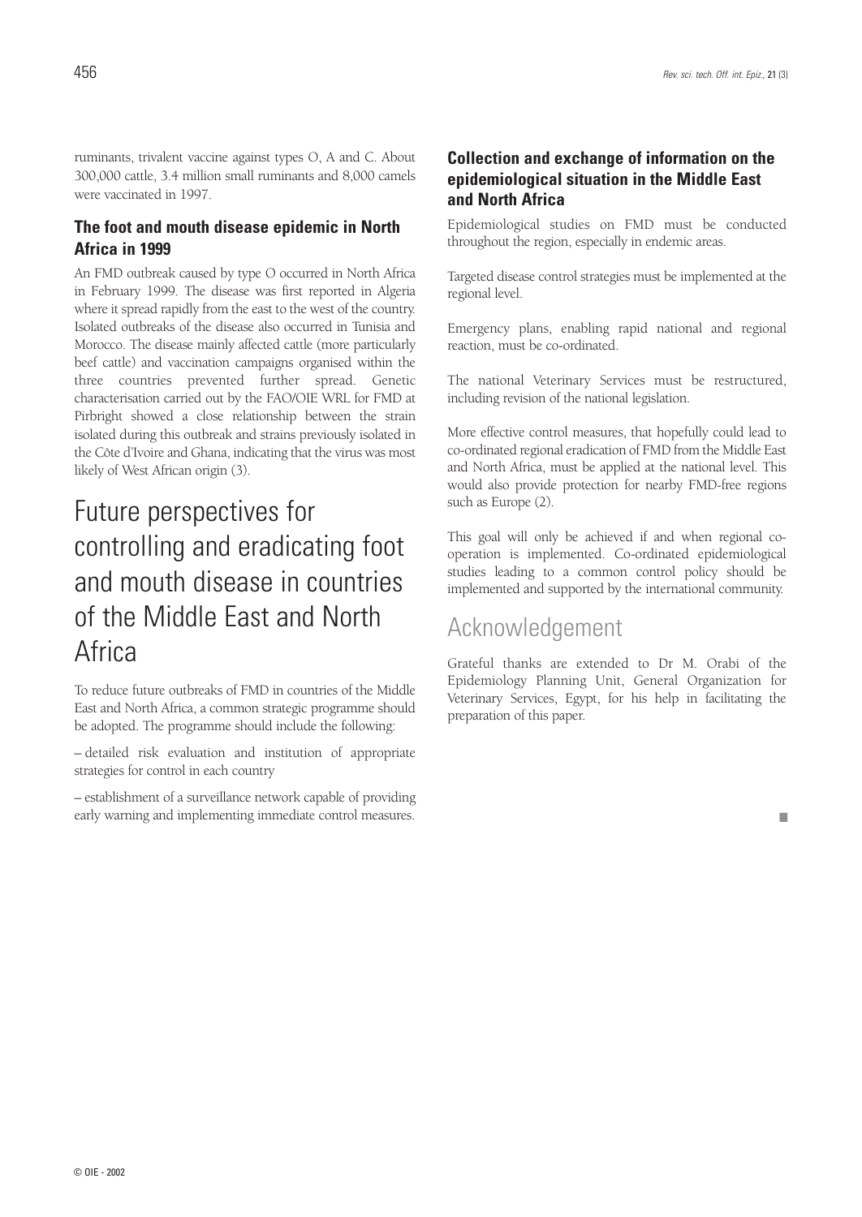ruminants, trivalent vaccine against types O, A and C. About 300,000 cattle, 3.4 million small ruminants and 8,000 camels were vaccinated in 1997.

### The foot and mouth disease epidemic in North Africa in 1999

An FMD outbreak caused by type O occurred in North Africa in February 1999. The disease was first reported in Algeria where it spread rapidly from the east to the west of the country. Isolated outbreaks of the disease also occurred in Tunisia and Morocco. The disease mainly affected cattle (more particularly beef cattle) and vaccination campaigns organised within the three countries prevented further spread. Genetic characterisation carried out by the FAO/OIE WRL for FMD at Pirbright showed a close relationship between the strain isolated during this outbreak and strains previously isolated in the Côte d'Ivoire and Ghana, indicating that the virus was most likely of West African origin (3).

## Future perspectives for controlling and eradicating foot and mouth disease in countries of the Middle East and North Africa

To reduce future outbreaks of FMD in countries of the Middle East and North Africa, a common strategic programme should be adopted. The programme should include the following:

– detailed risk evaluation and institution of appropriate strategies for control in each country

– establishment of a surveillance network capable of providing early warning and implementing immediate control measures.

### Collection and exchange of information on the epidemiological situation in the Middle East and North Africa

Epidemiological studies on FMD must be conducted throughout the region, especially in endemic areas.

Targeted disease control strategies must be implemented at the regional level.

Emergency plans, enabling rapid national and regional reaction, must be co-ordinated.

The national Veterinary Services must be restructured, including revision of the national legislation.

More effective control measures, that hopefully could lead to co-ordinated regional eradication of FMD from the Middle East and North Africa, must be applied at the national level. This would also provide protection for nearby FMD-free regions such as Europe (2).

This goal will only be achieved if and when regional co-operation is implemented. Co-ordinated epidemiological studies leading to a common control policy should be implemented and supported by the international community.

## Acknowledgement

Grateful thanks are extended to Dr M. Orabi of the Epidemiology Planning Unit, General Organization for Veterinary Services, Egypt, for his help in facilitating the preparation of this paper.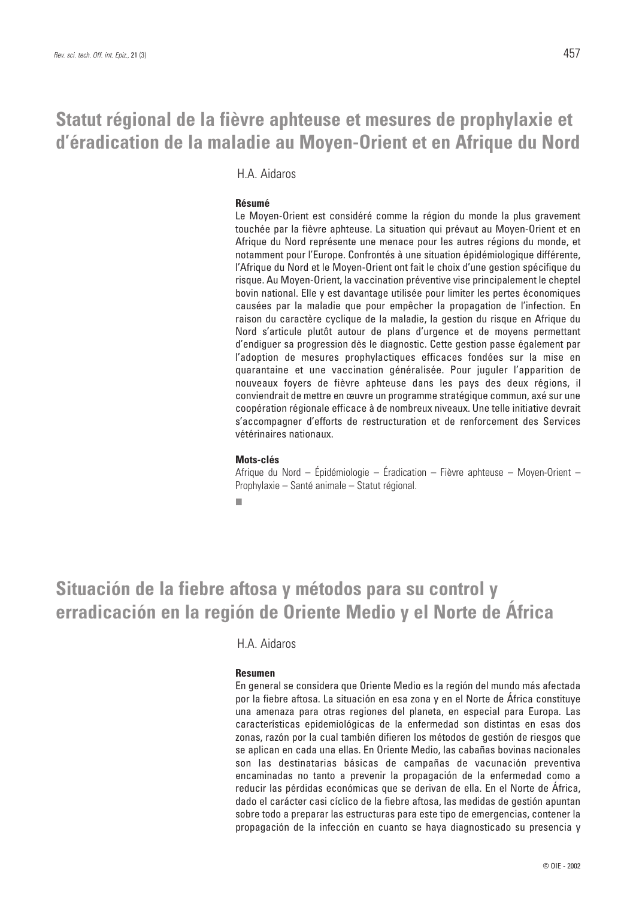# Statut régional de la fièvre aphteuse et mesures de prophylaxie et d'éradication de la maladie au Moyen-Orient et en Afrique du Nord

H.A. Aidaros

**Résumé**

Le Moyen-Orient est considéré comme la région du monde la plus gravement touchée par la fièvre aphteuse. La situation qui prévaut au Moyen-Orient et en Afrique du Nord représente une menace pour les autres régions du monde, et notamment pour l'Europe. Confrontés à une situation épidémiologique différente, l'Afrique du Nord et le Moyen-Orient ont fait le choix d'une gestion spécifique du risque. Au Moyen-Orient, la vaccination préventive vise principalement le cheptel bovin national. Elle y est davantage utilisée pour limiter les pertes économiques causées par la maladie que pour empêcher la propagation de l'infection. En raison du caractère cyclique de la maladie, la gestion du risque en Afrique du Nord s'articule plutôt autour de plans d'urgence et de moyens permettant d'endiguer sa progression dès le diagnostic. Cette gestion passe également par l'adoption de mesures prophylactiques efficaces fondées sur la mise en quarantaine et une vaccination généralisée. Pour juguler l'apparition de nouveaux foyers de fièvre aphteuse dans les pays des deux régions, il conviendrait de mettre en œuvre un programme stratégique commun, axé sur une coopération régionale efficace à de nombreux niveaux. Une telle initiative devrait s'accompagner d'efforts de restructuration et de renforcement des Services vétérinaires nationaux.

**Mots-clés**

Afrique du Nord – Épidémiologie – Éradication – Fièvre aphteuse – Moyen-Orient – Prophylaxie – Santé animale – Statut régional.

■

# Situación de la fiebre aftosa y métodos para su control y erradicación en la región de Oriente Medio y el Norte de África

H.A. Aidaros

**Resumen**

En general se considera que Oriente Medio es la región del mundo más afectada por la fiebre aftosa. La situación en esa zona y en el Norte de África constituye una amenaza para otras regiones del planeta, en especial para Europa. Las características epidemiológicas de la enfermedad son distintas en esas dos zonas, razón por la cual también difieren los métodos de gestión de riesgos que se aplican en cada una ellas. En Oriente Medio, las cabañas bovinas nacionales son las destinatarias básicas de campañas de vacunación preventiva encaminadas no tanto a prevenir la propagación de la enfermedad como a reducir las pérdidas económicas que se derivan de ella. En el Norte de África, dado el carácter casi cíclico de la fiebre aftosa, las medidas de gestión apuntan sobre todo a preparar las estructuras para este tipo de emergencias, contener la propagación de la infección en cuanto se haya diagnosticado su presencia y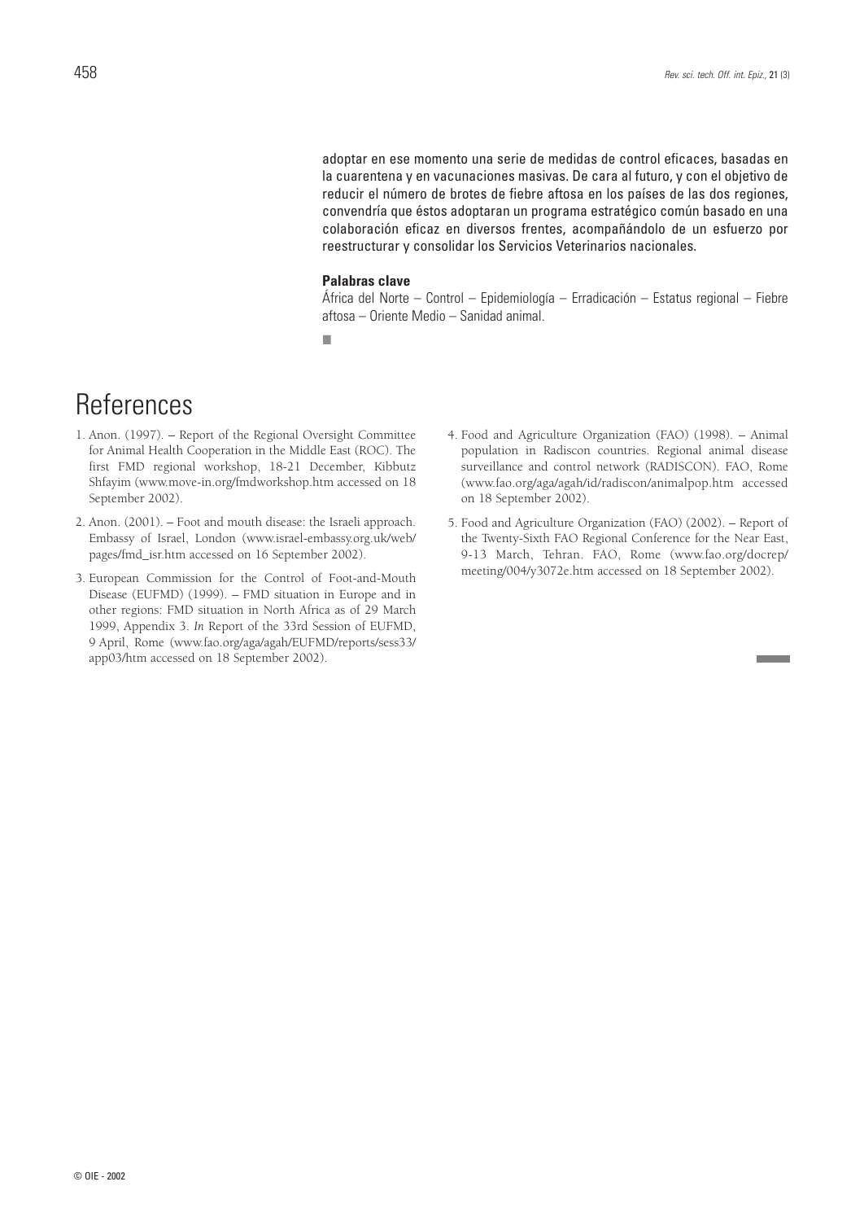adoptar en ese momento una serie de medidas de control eficaces, basadas en la cuarentena y en vacunaciones masivas. De cara al futuro, y con el objetivo de reducir el número de brotes de fiebre aftosa en los países de las dos regiones, convendría que éstos adoptaran un programa estratégico común basado en una colaboración eficaz en diversos frentes, acompañándolo de un esfuerzo por reestructurar y consolidar los Servicios Veterinarios nacionales.

**Palabras clave**

África del Norte – Control – Epidemiología – Erradicación – Estatus regional – Fiebre aftosa – Oriente Medio – Sanidad animal.

# References

1. Anon. (1997). – Report of the Regional Oversight Committee for Animal Health Cooperation in the Middle East (ROC). The first FMD regional workshop, 18-21 December, Kibbutz Shfayim (www.move-in.org/fmdworkshop.htm accessed on 18 September 2002).

2. Anon. (2001). – Foot and mouth disease: the Israeli approach. Embassy of Israel, London (www.israel-embassy.org.uk/web/pages/fmd_isr.htm accessed on 16 September 2002).

3. European Commission for the Control of Foot-and-Mouth Disease (EUFMD) (1999). – FMD situation in Europe and in other regions: FMD situation in North Africa as of 29 March 1999, Appendix 3. *In* Report of the 33rd Session of EUFMD, 9 April, Rome (www.fao.org/aga/agah/EUFMD/reports/sess33/app03/htm accessed on 18 September 2002).

4. Food and Agriculture Organization (FAO) (1998). – Animal population in Radiscon countries. Regional animal disease surveillance and control network (RADISCON). FAO, Rome (www.fao.org/aga/agah/id/radiscon/animalpop.htm accessed on 18 September 2002).

5. Food and Agriculture Organization (FAO) (2002). – Report of the Twenty-Sixth FAO Regional Conference for the Near East, 9-13 March, Tehran. FAO, Rome (www.fao.org/docrep/meeting/004/y3072e.htm accessed on 18 September 2002).

© OIE - 2002